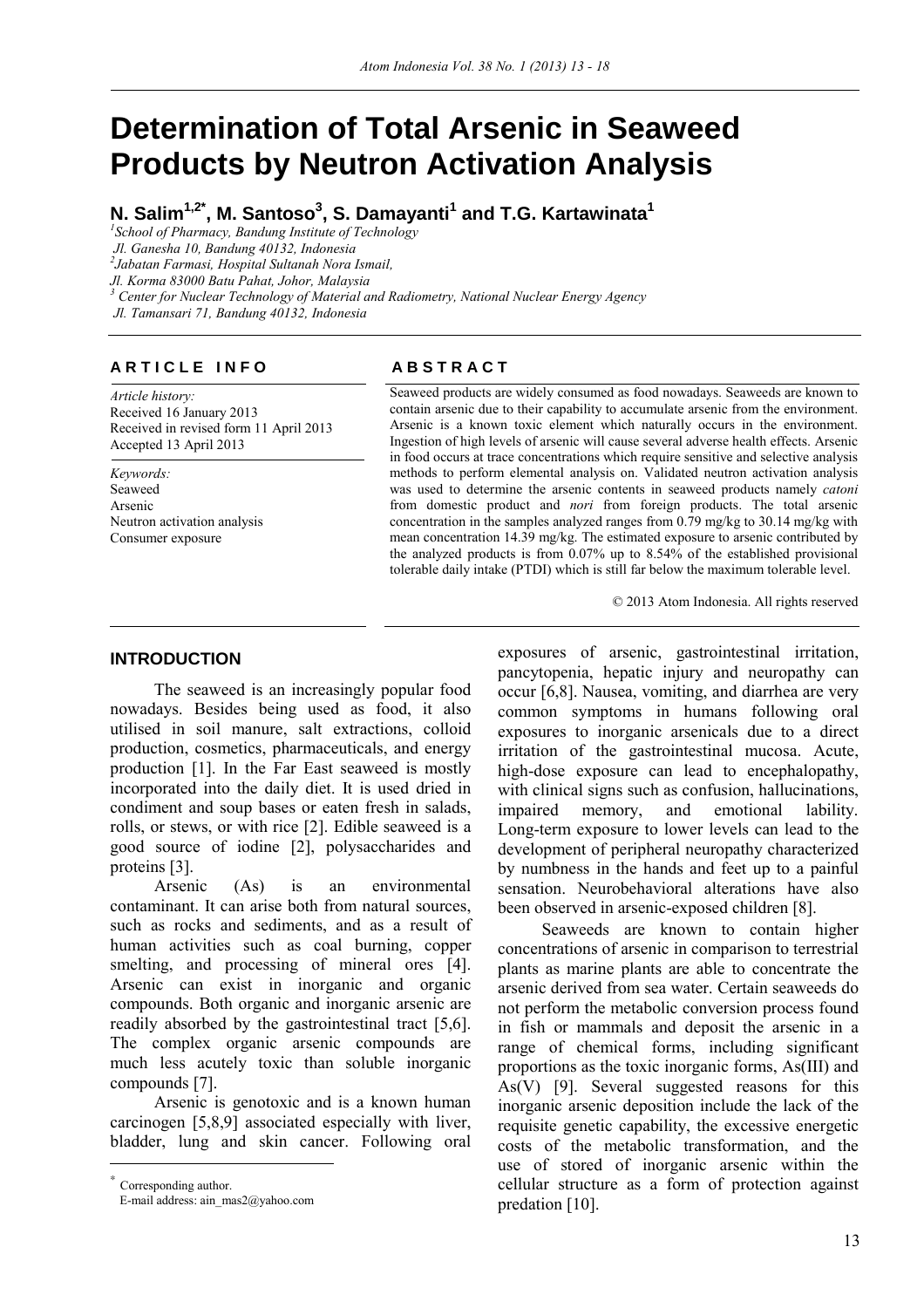# Determination of Total Arsenic in Seaweed Products by Neutron Activation Analysis

**N. Salim[1,2*], M. Santoso[3], S. Damayanti[1] and T.G. Kartawinata[1]**

[1]*School of Pharmacy, Bandung Institute of Technology*
*Jl. Ganesha 10, Bandung 40132, Indonesia*
[2]*Jabatan Farmasi, Hospital Sultanah Nora Ismail,*
*Jl. Korma 83000 Batu Pahat, Johor, Malaysia*
[3] *Center for Nuclear Technology of Material and Radiometry, National Nuclear Energy Agency*
*Jl. Tamansari 71, Bandung 40132, Indonesia*

## ARTICLE INFO

*Article history:*
Received 16 January 2013
Received in revised form 11 April 2013
Accepted 13 April 2013

*Keywords:*
Seaweed
Arsenic
Neutron activation analysis
Consumer exposure

## ABSTRACT

Seaweed products are widely consumed as food nowadays. Seaweeds are known to contain arsenic due to their capability to accumulate arsenic from the environment. Arsenic is a known toxic element which naturally occurs in the environment. Ingestion of high levels of arsenic will cause several adverse health effects. Arsenic in food occurs at trace concentrations which require sensitive and selective analysis methods to perform elemental analysis on. Validated neutron activation analysis was used to determine the arsenic contents in seaweed products namely *catoni* from domestic product and *nori* from foreign products. The total arsenic concentration in the samples analyzed ranges from 0.79 mg/kg to 30.14 mg/kg with mean concentration 14.39 mg/kg. The estimated exposure to arsenic contributed by the analyzed products is from 0.07% up to 8.54% of the established provisional tolerable daily intake (PTDI) which is still far below the maximum tolerable level.

© 2013 Atom Indonesia. All rights reserved

## INTRODUCTION

The seaweed is an increasingly popular food nowadays. Besides being used as food, it also utilised in soil manure, salt extractions, colloid production, cosmetics, pharmaceuticals, and energy production [1]. In the Far East seaweed is mostly incorporated into the daily diet. It is used dried in condiment and soup bases or eaten fresh in salads, rolls, or stews, or with rice [2]. Edible seaweed is a good source of iodine [2], polysaccharides and proteins [3].

Arsenic (As) is an environmental contaminant. It can arise both from natural sources, such as rocks and sediments, and as a result of human activities such as coal burning, copper smelting, and processing of mineral ores [4]. Arsenic can exist in inorganic and organic compounds. Both organic and inorganic arsenic are readily absorbed by the gastrointestinal tract [5,6]. The complex organic arsenic compounds are much less acutely toxic than soluble inorganic compounds [7].

Arsenic is genotoxic and is a known human carcinogen [5,8,9] associated especially with liver, bladder, lung and skin cancer. Following oral exposures of arsenic, gastrointestinal irritation, pancytopenia, hepatic injury and neuropathy can occur [6,8]. Nausea, vomiting, and diarrhea are very common symptoms in humans following oral exposures to inorganic arsenicals due to a direct irritation of the gastrointestinal mucosa. Acute, high-dose exposure can lead to encephalopathy, with clinical signs such as confusion, hallucinations, impaired memory, and emotional lability. Long-term exposure to lower levels can lead to the development of peripheral neuropathy characterized by numbness in the hands and feet up to a painful sensation. Neurobehavioral alterations have also been observed in arsenic-exposed children [8].

Seaweeds are known to contain higher concentrations of arsenic in comparison to terrestrial plants as marine plants are able to concentrate the arsenic derived from sea water. Certain seaweeds do not perform the metabolic conversion process found in fish or mammals and deposit the arsenic in a range of chemical forms, including significant proportions as the toxic inorganic forms, As(III) and As(V) [9]. Several suggested reasons for this inorganic arsenic deposition include the lack of the requisite genetic capability, the excessive energetic costs of the metabolic transformation, and the use of stored of inorganic arsenic within the cellular structure as a form of protection against predation [10].

[*] Corresponding author.
E-mail address: ain_mas2@yahoo.com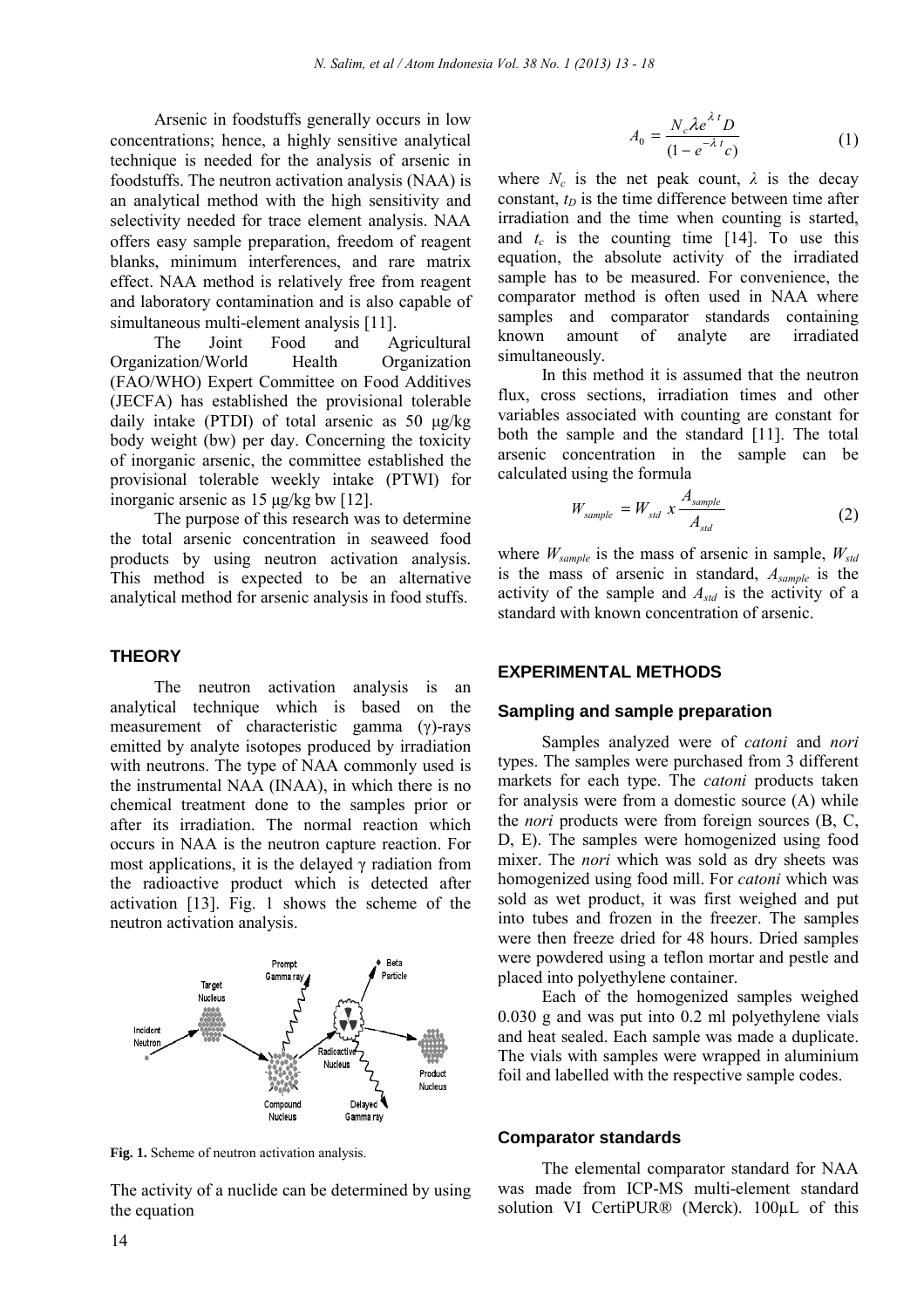Arsenic in foodstuffs generally occurs in low concentrations; hence, a highly sensitive analytical technique is needed for the analysis of arsenic in foodstuffs. The neutron activation analysis (NAA) is an analytical method with the high sensitivity and selectivity needed for trace element analysis. NAA offers easy sample preparation, freedom of reagent blanks, minimum interferences, and rare matrix effect. NAA method is relatively free from reagent and laboratory contamination and is also capable of simultaneous multi-element analysis [11].

The Joint Food and Agricultural Organization/World Health Organization (FAO/WHO) Expert Committee on Food Additives (JECFA) has established the provisional tolerable daily intake (PTDI) of total arsenic as 50 µg/kg body weight (bw) per day. Concerning the toxicity of inorganic arsenic, the committee established the provisional tolerable weekly intake (PTWI) for inorganic arsenic as 15 µg/kg bw [12].

The purpose of this research was to determine the total arsenic concentration in seaweed food products by using neutron activation analysis. This method is expected to be an alternative analytical method for arsenic analysis in food stuffs.

## THEORY

The neutron activation analysis is an analytical technique which is based on the measurement of characteristic gamma (γ)-rays emitted by analyte isotopes produced by irradiation with neutrons. The type of NAA commonly used is the instrumental NAA (INAA), in which there is no chemical treatment done to the samples prior or after its irradiation. The normal reaction which occurs in NAA is the neutron capture reaction. For most applications, it is the delayed γ radiation from the radioactive product which is detected after activation [13]. Fig. 1 shows the scheme of the neutron activation analysis.

**Fig. 1.** Scheme of neutron activation analysis.

The activity of a nuclide can be determined by using the equation

$$A_0 = \frac{N_c \lambda e^{\lambda t} D}{(1 - e^{-\lambda t} c)} \qquad (1)$$

where $N_c$ is the net peak count, $\lambda$ is the decay constant, $t_D$ is the time difference between time after irradiation and the time when counting is started, and $t_c$ is the counting time [14]. To use this equation, the absolute activity of the irradiated sample has to be measured. For convenience, the comparator method is often used in NAA where samples and comparator standards containing known amount of analyte are irradiated simultaneously.

In this method it is assumed that the neutron flux, cross sections, irradiation times and other variables associated with counting are constant for both the sample and the standard [11]. The total arsenic concentration in the sample can be calculated using the formula

$$W_{sample} = W_{std} \ x \ \frac{A_{sample}}{A_{std}} \qquad (2)$$

where $W_{sample}$ is the mass of arsenic in sample, $W_{std}$ is the mass of arsenic in standard, $A_{sample}$ is the activity of the sample and $A_{std}$ is the activity of a standard with known concentration of arsenic.

## EXPERIMENTAL METHODS

### Sampling and sample preparation

Samples analyzed were of *catoni* and *nori* types. The samples were purchased from 3 different markets for each type. The *catoni* products taken for analysis were from a domestic source (A) while the *nori* products were from foreign sources (B, C, D, E). The samples were homogenized using food mixer. The *nori* which was sold as dry sheets was homogenized using food mill. For *catoni* which was sold as wet product, it was first weighed and put into tubes and frozen in the freezer. The samples were then freeze dried for 48 hours. Dried samples were powdered using a teflon mortar and pestle and placed into polyethylene container.

Each of the homogenized samples weighed 0.030 g and was put into 0.2 ml polyethylene vials and heat sealed. Each sample was made a duplicate. The vials with samples were wrapped in aluminium foil and labelled with the respective sample codes.

### Comparator standards

The elemental comparator standard for NAA was made from ICP-MS multi-element standard solution VI CertiPUR® (Merck). 100µL of this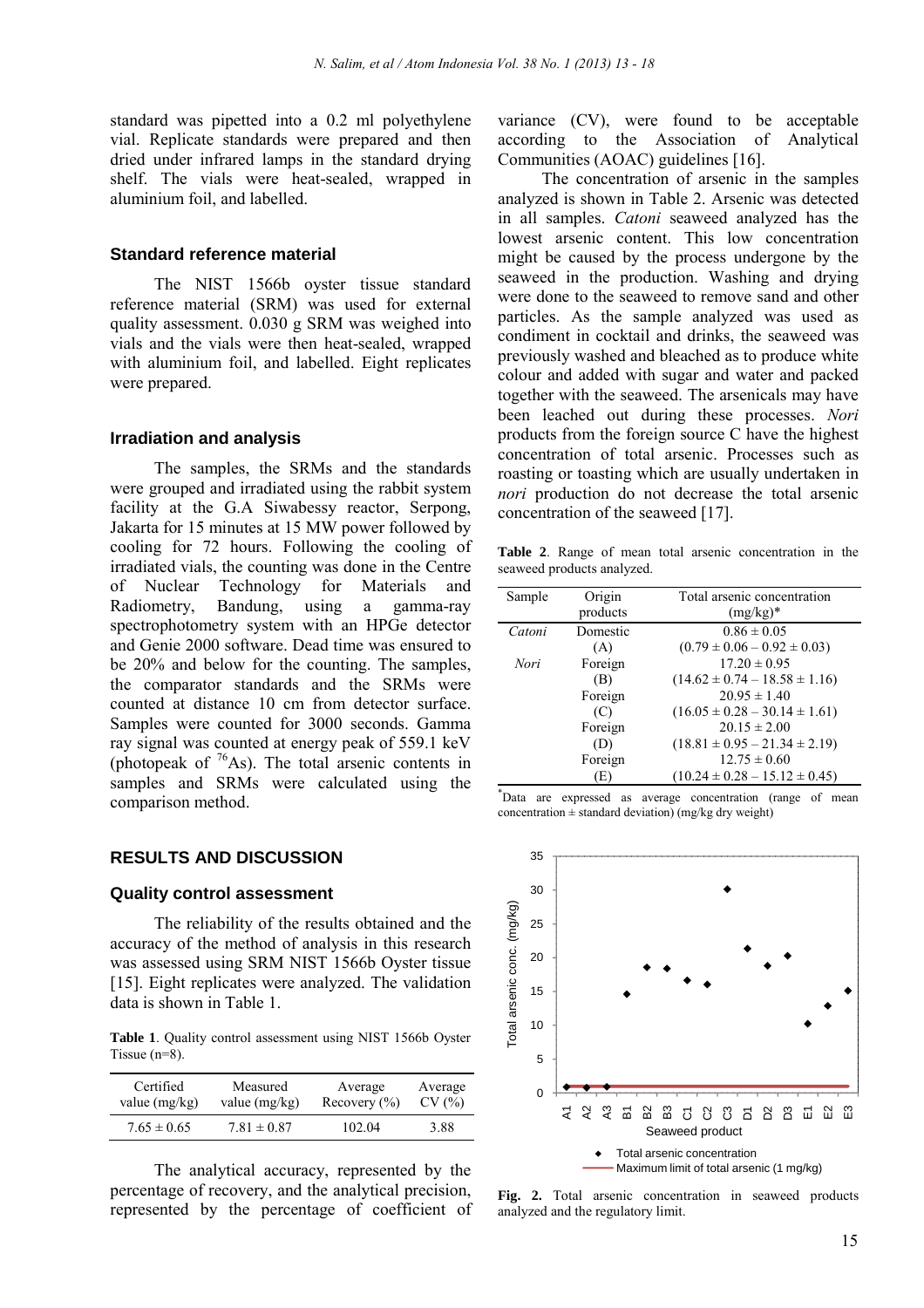standard was pipetted into a 0.2 ml polyethylene vial. Replicate standards were prepared and then dried under infrared lamps in the standard drying shelf. The vials were heat-sealed, wrapped in aluminium foil, and labelled.

### Standard reference material

The NIST 1566b oyster tissue standard reference material (SRM) was used for external quality assessment. 0.030 g SRM was weighed into vials and the vials were then heat-sealed, wrapped with aluminium foil, and labelled. Eight replicates were prepared.

### Irradiation and analysis

The samples, the SRMs and the standards were grouped and irradiated using the rabbit system facility at the G.A Siwabessy reactor, Serpong, Jakarta for 15 minutes at 15 MW power followed by cooling for 72 hours. Following the cooling of irradiated vials, the counting was done in the Centre of Nuclear Technology for Materials and Radiometry, Bandung, using a gamma-ray spectrophotometry system with an HPGe detector and Genie 2000 software. Dead time was ensured to be 20% and below for the counting. The samples, the comparator standards and the SRMs were counted at distance 10 cm from detector surface. Samples were counted for 3000 seconds. Gamma ray signal was counted at energy peak of 559.1 keV (photopeak of $^{76}$As). The total arsenic contents in samples and SRMs were calculated using the comparison method.

## RESULTS AND DISCUSSION

### Quality control assessment

The reliability of the results obtained and the accuracy of the method of analysis in this research was assessed using SRM NIST 1566b Oyster tissue [15]. Eight replicates were analyzed. The validation data is shown in Table 1.

**Table 1**. Quality control assessment using NIST 1566b Oyster Tissue (n=8).

| Certified value (mg/kg) | Measured value (mg/kg) | Average Recovery (%) | Average CV (%) |
|---|---|---|---|
| 7.65 ± 0.65 | 7.81 ± 0.87 | 102.04 | 3.88 |

The analytical accuracy, represented by the percentage of recovery, and the analytical precision, represented by the percentage of coefficient of variance (CV), were found to be acceptable according to the Association of Analytical Communities (AOAC) guidelines [16].

The concentration of arsenic in the samples analyzed is shown in Table 2. Arsenic was detected in all samples. *Catoni* seaweed analyzed has the lowest arsenic content. This low concentration might be caused by the process undergone by the seaweed in the production. Washing and drying were done to the seaweed to remove sand and other particles. As the sample analyzed was used as condiment in cocktail and drinks, the seaweed was previously washed and bleached as to produce white colour and added with sugar and water and packed together with the seaweed. The arsenicals may have been leached out during these processes. *Nori* products from the foreign source C have the highest concentration of total arsenic. Processes such as roasting or toasting which are usually undertaken in *nori* production do not decrease the total arsenic concentration of the seaweed [17].

**Table 2**. Range of mean total arsenic concentration in the seaweed products analyzed.

| Sample | Origin products | Total arsenic concentration (mg/kg)* |
|---|---|---|
| *Catoni* | Domestic (A) | 0.86 ± 0.05 (0.79 ± 0.06 – 0.92 ± 0.03) |
| *Nori* | Foreign (B) | 17.20 ± 0.95 (14.62 ± 0.74 – 18.58 ± 1.16) |
| | Foreign (C) | 20.95 ± 1.40 (16.05 ± 0.28 – 30.14 ± 1.61) |
| | Foreign (D) | 20.15 ± 2.00 (18.81 ± 0.95 – 21.34 ± 2.19) |
| | Foreign (E) | 12.75 ± 0.60 (10.24 ± 0.28 – 15.12 ± 0.45) |

*Data are expressed as average concentration (range of mean concentration ± standard deviation) (mg/kg dry weight)

**Fig. 2.** Total arsenic concentration in seaweed products analyzed and the regulatory limit.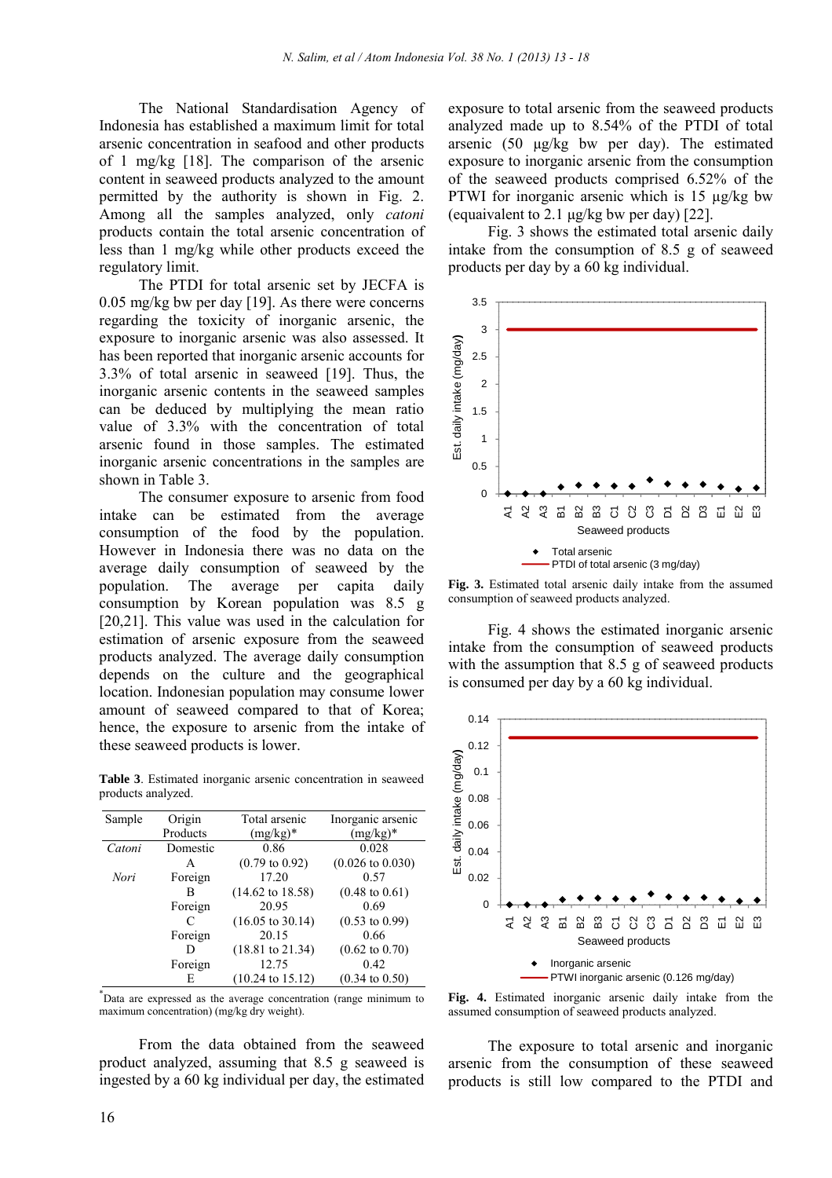The National Standardisation Agency of Indonesia has established a maximum limit for total arsenic concentration in seafood and other products of 1 mg/kg [18]. The comparison of the arsenic content in seaweed products analyzed to the amount permitted by the authority is shown in Fig. 2. Among all the samples analyzed, only *catoni* products contain the total arsenic concentration of less than 1 mg/kg while other products exceed the regulatory limit.

The PTDI for total arsenic set by JECFA is 0.05 mg/kg bw per day [19]. As there were concerns regarding the toxicity of inorganic arsenic, the exposure to inorganic arsenic was also assessed. It has been reported that inorganic arsenic accounts for 3.3% of total arsenic in seaweed [19]. Thus, the inorganic arsenic contents in the seaweed samples can be deduced by multiplying the mean ratio value of 3.3% with the concentration of total arsenic found in those samples. The estimated inorganic arsenic concentrations in the samples are shown in Table 3.

The consumer exposure to arsenic from food intake can be estimated from the average consumption of the food by the population. However in Indonesia there was no data on the average daily consumption of seaweed by the population. The average per capita daily consumption by Korean population was 8.5 g [20,21]. This value was used in the calculation for estimation of arsenic exposure from the seaweed products analyzed. The average daily consumption depends on the culture and the geographical location. Indonesian population may consume lower amount of seaweed compared to that of Korea; hence, the exposure to arsenic from the intake of these seaweed products is lower.

**Table 3**. Estimated inorganic arsenic concentration in seaweed products analyzed.

| Sample | Origin Products | Total arsenic (mg/kg)* | Inorganic arsenic (mg/kg)* |
|---|---|---|---|
| *Catoni* | Domestic A | 0.86 (0.79 to 0.92) | 0.028 (0.026 to 0.030) |
| *Nori* | Foreign B | 17.20 (14.62 to 18.58) | 0.57 (0.48 to 0.61) |
| | Foreign C | 20.95 (16.05 to 30.14) | 0.69 (0.53 to 0.99) |
| | Foreign D | 20.15 (18.81 to 21.34) | 0.66 (0.62 to 0.70) |
| | Foreign E | 12.75 (10.24 to 15.12) | 0.42 (0.34 to 0.50) |

*Data are expressed as the average concentration (range minimum to maximum concentration) (mg/kg dry weight).

From the data obtained from the seaweed product analyzed, assuming that 8.5 g seaweed is ingested by a 60 kg individual per day, the estimated exposure to total arsenic from the seaweed products analyzed made up to 8.54% of the PTDI of total arsenic (50 µg/kg bw per day). The estimated exposure to inorganic arsenic from the seaweed products comprised 6.52% of the PTWI for inorganic arsenic which is 15 µg/kg bw (equivalent to 2.1 µg/kg bw per day) [22].

Fig. 3 shows the estimated total arsenic daily intake from the consumption of 8.5 g of seaweed products per day by a 60 kg individual.

**Fig. 3.** Estimated total arsenic daily intake from the assumed consumption of seaweed products analyzed.

Fig. 4 shows the estimated inorganic arsenic intake from the consumption of seaweed products with the assumption that 8.5 g of seaweed products is consumed per day by a 60 kg individual.

**Fig. 4.** Estimated inorganic arsenic daily intake from the assumed consumption of seaweed products analyzed.

The exposure to total arsenic and inorganic arsenic from the consumption of these seaweed products is still low compared to the PTDI and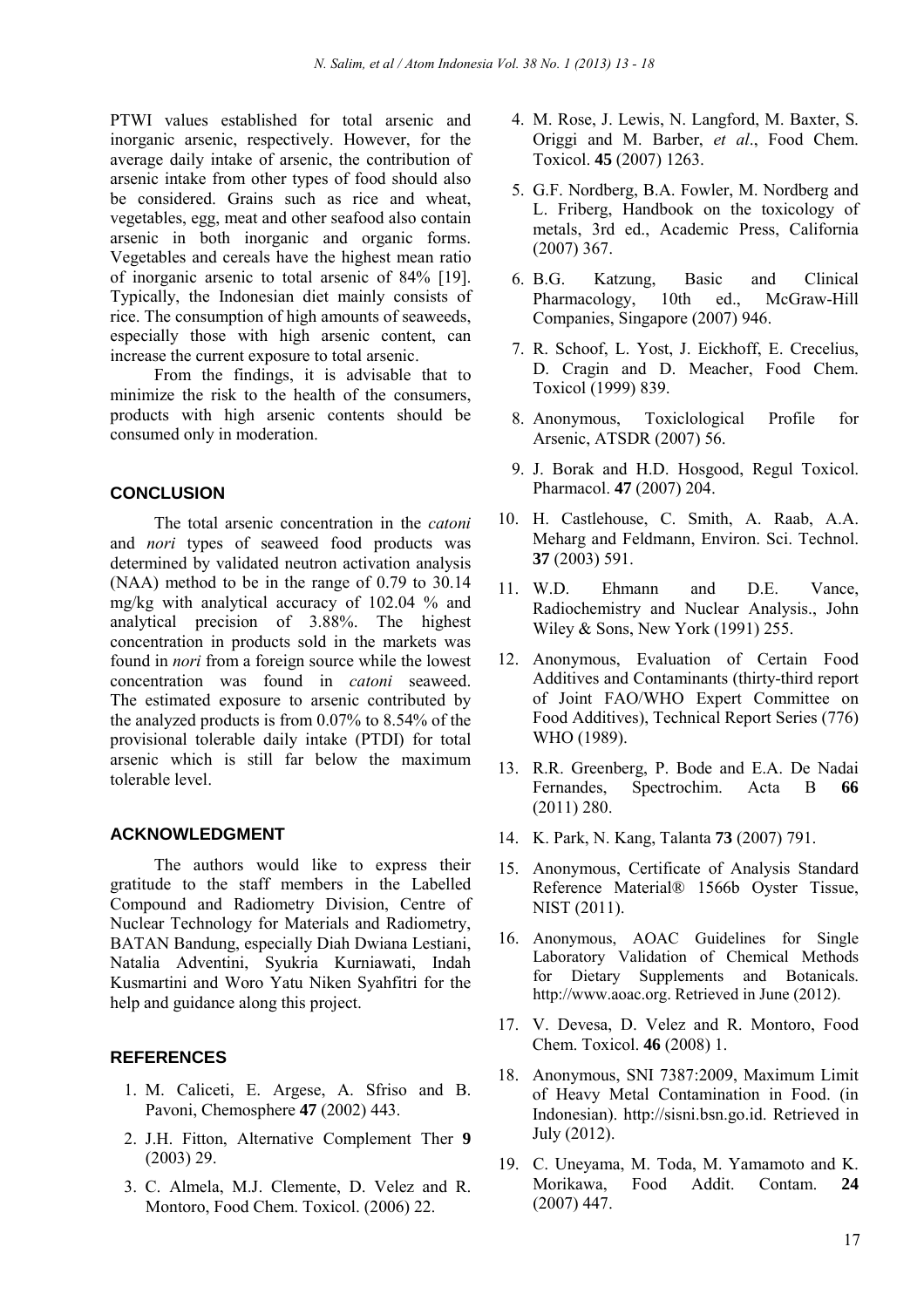PTWI values established for total arsenic and inorganic arsenic, respectively. However, for the average daily intake of arsenic, the contribution of arsenic intake from other types of food should also be considered. Grains such as rice and wheat, vegetables, egg, meat and other seafood also contain arsenic in both inorganic and organic forms. Vegetables and cereals have the highest mean ratio of inorganic arsenic to total arsenic of 84% [19]. Typically, the Indonesian diet mainly consists of rice. The consumption of high amounts of seaweeds, especially those with high arsenic content, can increase the current exposure to total arsenic.

From the findings, it is advisable that to minimize the risk to the health of the consumers, products with high arsenic contents should be consumed only in moderation.

## CONCLUSION

The total arsenic concentration in the *catoni* and *nori* types of seaweed food products was determined by validated neutron activation analysis (NAA) method to be in the range of 0.79 to 30.14 mg/kg with analytical accuracy of 102.04 % and analytical precision of 3.88%. The highest concentration in products sold in the markets was found in *nori* from a foreign source while the lowest concentration was found in *catoni* seaweed. The estimated exposure to arsenic contributed by the analyzed products is from 0.07% to 8.54% of the provisional tolerable daily intake (PTDI) for total arsenic which is still far below the maximum tolerable level.

## ACKNOWLEDGMENT

The authors would like to express their gratitude to the staff members in the Labelled Compound and Radiometry Division, Centre of Nuclear Technology for Materials and Radiometry, BATAN Bandung, especially Diah Dwiana Lestiani, Natalia Adventini, Syukria Kurniawati, Indah Kusmartini and Woro Yatu Niken Syahfitri for the help and guidance along this project.

## REFERENCES

1. M. Caliceti, E. Argese, A. Sfriso and B. Pavoni, Chemosphere **47** (2002) 443.
2. J.H. Fitton, Alternative Complement Ther **9** (2003) 29.
3. C. Almela, M.J. Clemente, D. Velez and R. Montoro, Food Chem. Toxicol. (2006) 22.
4. M. Rose, J. Lewis, N. Langford, M. Baxter, S. Origgi and M. Barber, *et al*., Food Chem. Toxicol. **45** (2007) 1263.
5. G.F. Nordberg, B.A. Fowler, M. Nordberg and L. Friberg, Handbook on the toxicology of metals, 3rd ed., Academic Press, California (2007) 367.
6. B.G. Katzung, Basic and Clinical Pharmacology, 10th ed., McGraw-Hill Companies, Singapore (2007) 946.
7. R. Schoof, L. Yost, J. Eickhoff, E. Crecelius, D. Cragin and D. Meacher, Food Chem. Toxicol (1999) 839.
8. Anonymous, Toxiclological Profile for Arsenic, ATSDR (2007) 56.
9. J. Borak and H.D. Hosgood, Regul Toxicol. Pharmacol. **47** (2007) 204.
10. H. Castlehouse, C. Smith, A. Raab, A.A. Meharg and Feldmann, Environ. Sci. Technol. **37** (2003) 591.
11. W.D. Ehmann and D.E. Vance, Radiochemistry and Nuclear Analysis., John Wiley & Sons, New York (1991) 255.
12. Anonymous, Evaluation of Certain Food Additives and Contaminants (thirty-third report of Joint FAO/WHO Expert Committee on Food Additives), Technical Report Series (776) WHO (1989).
13. R.R. Greenberg, P. Bode and E.A. De Nadai Fernandes, Spectrochim. Acta B **66** (2011) 280.
14. K. Park, N. Kang, Talanta **73** (2007) 791.
15. Anonymous, Certificate of Analysis Standard Reference Material® 1566b Oyster Tissue, NIST (2011).
16. Anonymous, AOAC Guidelines for Single Laboratory Validation of Chemical Methods for Dietary Supplements and Botanicals. http://www.aoac.org. Retrieved in June (2012).
17. V. Devesa, D. Velez and R. Montoro, Food Chem. Toxicol. **46** (2008) 1.
18. Anonymous, SNI 7387:2009, Maximum Limit of Heavy Metal Contamination in Food. (in Indonesian). http://sisni.bsn.go.id. Retrieved in July (2012).
19. C. Uneyama, M. Toda, M. Yamamoto and K. Morikawa, Food Addit. Contam. **24** (2007) 447.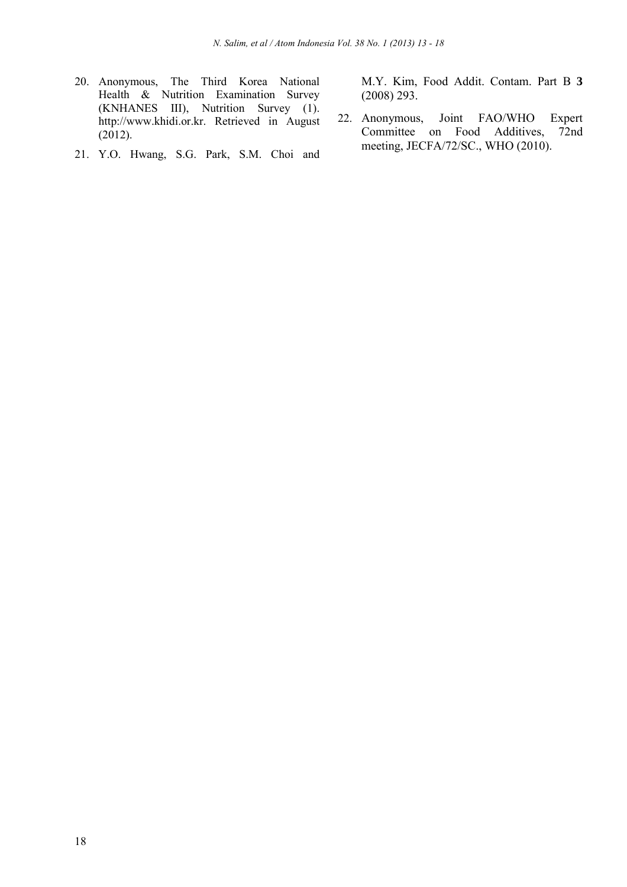20. Anonymous, The Third Korea National Health & Nutrition Examination Survey (KNHANES III), Nutrition Survey (1). http://www.khidi.or.kr. Retrieved in August (2012).
21. Y.O. Hwang, S.G. Park, S.M. Choi and M.Y. Kim, Food Addit. Contam. Part B **3** (2008) 293.
22. Anonymous, Joint FAO/WHO Expert Committee on Food Additives, 72nd meeting, JECFA/72/SC., WHO (2010).